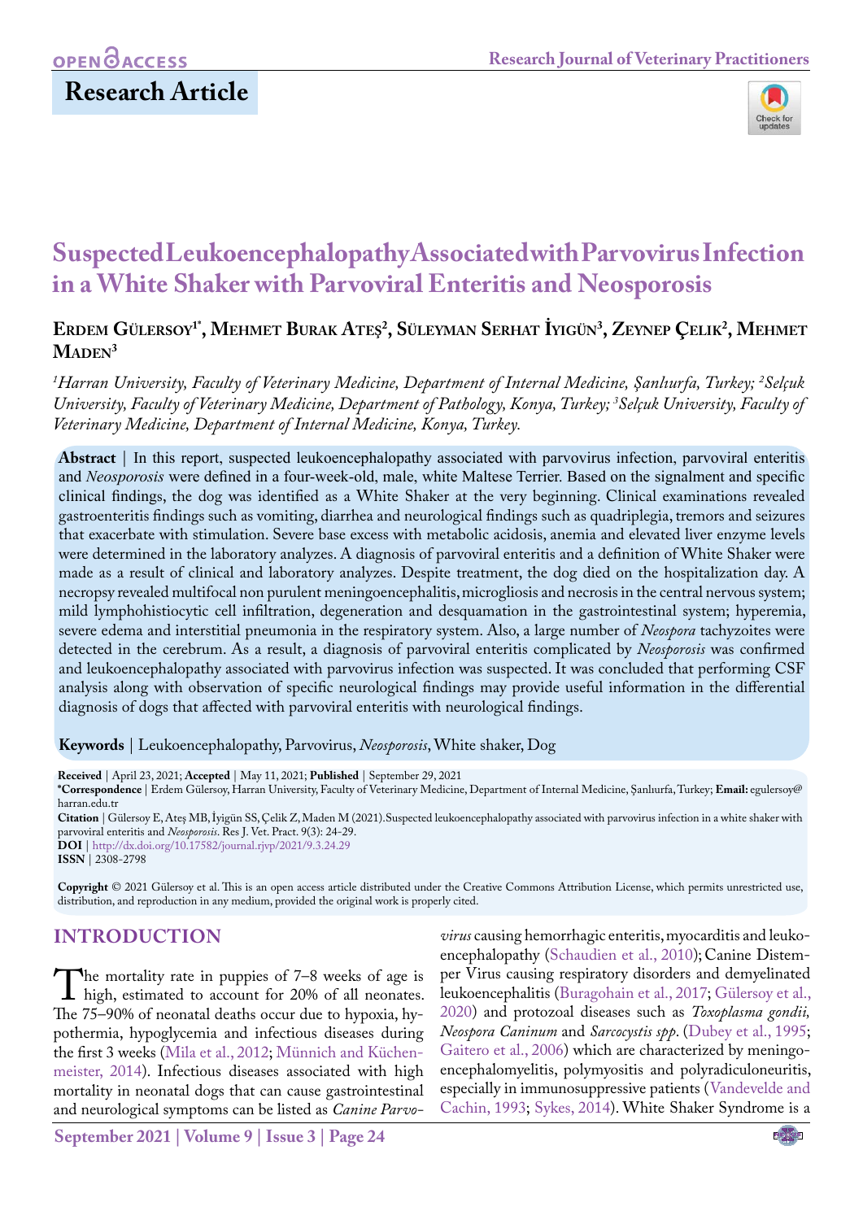OPEN ACCESS

## Research Article

# Suspected Leukoencephalopathy Associated with Parvovirus Infection in a White Shaker with Parvoviral Enteritis and Neosporosis

**Erdem Gülersoy[1*], Mehmet Burak Ateş[2], Süleyman Serhat İyigün[3], Zeynep Çelik[2], Mehmet Maden[3]**

*[1]Harran University, Faculty of Veterinary Medicine, Department of Internal Medicine, Şanlıurfa, Turkey; [2]Selçuk University, Faculty of Veterinary Medicine, Department of Pathology, Konya, Turkey; [3]Selçuk University, Faculty of Veterinary Medicine, Department of Internal Medicine, Konya, Turkey.*

**Abstract** | In this report, suspected leukoencephalopathy associated with parvovirus infection, parvoviral enteritis and *Neosporosis* were defined in a four-week-old, male, white Maltese Terrier. Based on the signalment and specific clinical findings, the dog was identified as a White Shaker at the very beginning. Clinical examinations revealed gastroenteritis findings such as vomiting, diarrhea and neurological findings such as quadriplegia, tremors and seizures that exacerbate with stimulation. Severe base excess with metabolic acidosis, anemia and elevated liver enzyme levels were determined in the laboratory analyzes. A diagnosis of parvoviral enteritis and a definition of White Shaker were made as a result of clinical and laboratory analyzes. Despite treatment, the dog died on the hospitalization day. A necropsy revealed multifocal non purulent meningoencephalitis, microgliosis and necrosis in the central nervous system; mild lymphohistiocytic cell infiltration, degeneration and desquamation in the gastrointestinal system; hyperemia, severe edema and interstitial pneumonia in the respiratory system. Also, a large number of *Neospora* tachyzoites were detected in the cerebrum. As a result, a diagnosis of parvoviral enteritis complicated by *Neosporosis* was confirmed and leukoencephalopathy associated with parvovirus infection was suspected. It was concluded that performing CSF analysis along with observation of specific neurological findings may provide useful information in the differential diagnosis of dogs that affected with parvoviral enteritis with neurological findings.

**Keywords** | Leukoencephalopathy, Parvovirus, *Neosporosis*, White shaker, Dog

**Received** | April 23, 2021; **Accepted** | May 11, 2021; **Published** | September 29, 2021
**\*Correspondence** | Erdem Gülersoy, Harran University, Faculty of Veterinary Medicine, Department of Internal Medicine, Şanlıurfa, Turkey; **Email:** egulersoy@harran.edu.tr
**Citation** | Gülersoy E, Ateş MB, İyigün SS, Çelik Z, Maden M (2021). Suspected leukoencephalopathy associated with parvovirus infection in a white shaker with parvoviral enteritis and *Neosporosis*. Res J. Vet. Pract. 9(3): 24-29.
**DOI** | http://dx.doi.org/10.17582/journal.rjvp/2021/9.3.24.29
**ISSN** | 2308-2798

**Copyright** © 2021 Gülersoy et al. This is an open access article distributed under the Creative Commons Attribution License, which permits unrestricted use, distribution, and reproduction in any medium, provided the original work is properly cited.

## INTRODUCTION

The mortality rate in puppies of 7–8 weeks of age is high, estimated to account for 20% of all neonates. The 75–90% of neonatal deaths occur due to hypoxia, hypothermia, hypoglycemia and infectious diseases during the first 3 weeks (Mila et al., 2012; Münnich and Küchenmeister, 2014). Infectious diseases associated with high mortality in neonatal dogs that can cause gastrointestinal and neurological symptoms can be listed as *Canine Parvovirus* causing hemorrhagic enteritis, myocarditis and leukoencephalopathy (Schaudien et al., 2010); Canine Distemper Virus causing respiratory disorders and demyelinated leukoencephalitis (Buragohain et al., 2017; Gülersoy et al., 2020) and protozoal diseases such as *Toxoplasma gondii, Neospora Caninum* and *Sarcocystis spp*. (Dubey et al., 1995; Gaitero et al., 2006) which are characterized by meningoencephalomyelitis, polymyositis and polyradiculoneuritis, especially in immunosuppressive patients (Vandevelde and Cachin, 1993; Sykes, 2014). White Shaker Syndrome is a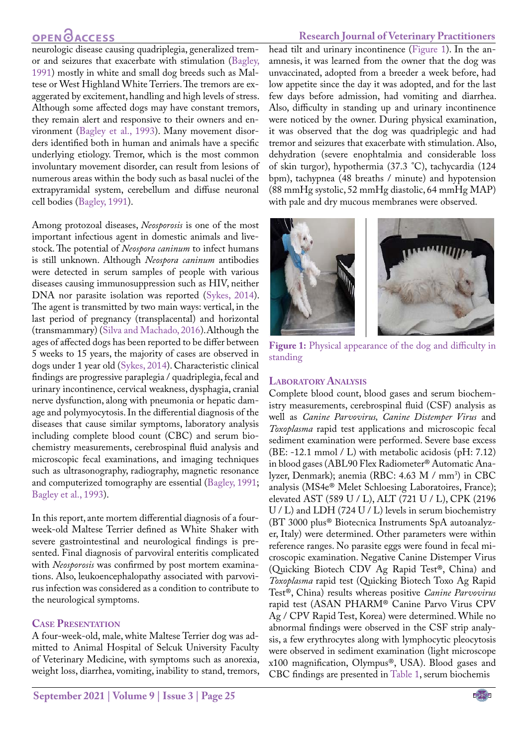neurologic disease causing quadriplegia, generalized tremor and seizures that exacerbate with stimulation (Bagley, 1991) mostly in white and small dog breeds such as Maltese or West Highland White Terriers. The tremors are exaggerated by excitement, handling and high levels of stress. Although some affected dogs may have constant tremors, they remain alert and responsive to their owners and environment (Bagley et al., 1993). Many movement disorders identified both in human and animals have a specific underlying etiology. Tremor, which is the most common involuntary movement disorder, can result from lesions of numerous areas within the body such as basal nuclei of the extrapyramidal system, cerebellum and diffuse neuronal cell bodies (Bagley, 1991).

Among protozoal diseases, *Neosporosis* is one of the most important infectious agent in domestic animals and livestock. The potential of *Neospora caninum* to infect humans is still unknown. Although *Neospora caninum* antibodies were detected in serum samples of people with various diseases causing immunosuppression such as HIV, neither DNA nor parasite isolation was reported (Sykes, 2014). The agent is transmitted by two main ways: vertical, in the last period of pregnancy (transplacental) and horizontal (transmammary) (Silva and Machado, 2016). Although the ages of affected dogs has been reported to be differ between 5 weeks to 15 years, the majority of cases are observed in dogs under 1 year old (Sykes, 2014). Characteristic clinical findings are progressive paraplegia / quadriplegia, fecal and urinary incontinence, cervical weakness, dysphagia, cranial nerve dysfunction, along with pneumonia or hepatic damage and polymyocytosis. In the differential diagnosis of the diseases that cause similar symptoms, laboratory analysis including complete blood count (CBC) and serum biochemistry measurements, cerebrospinal fluid analysis and microscopic fecal examinations, and imaging techniques such as ultrasonography, radiography, magnetic resonance and computerized tomography are essential (Bagley, 1991; Bagley et al., 1993).

In this report, ante mortem differential diagnosis of a four-week-old Maltese Terrier defined as White Shaker with severe gastrointestinal and neurological findings is presented. Final diagnosis of parvoviral enteritis complicated with *Neosporosis* was confirmed by post mortem examinations. Also, leukoencephalopathy associated with parvovirus infection was considered as a condition to contribute to the neurological symptoms.

## Case Presentation

A four-week-old, male, white Maltese Terrier dog was admitted to Animal Hospital of Selcuk University Faculty of Veterinary Medicine, with symptoms such as anorexia, weight loss, diarrhea, vomiting, inability to stand, tremors, head tilt and urinary incontinence (Figure 1). In the anamnesis, it was learned from the owner that the dog was unvaccinated, adopted from a breeder a week before, had low appetite since the day it was adopted, and for the last few days before admission, had vomiting and diarrhea. Also, difficulty in standing up and urinary incontinence were noticed by the owner. During physical examination, it was observed that the dog was quadriplegic and had tremor and seizures that exacerbate with stimulation. Also, dehydration (severe enophtalmia and considerable loss of skin turgor), hypothermia (37.3 °C), tachycardia (124 bpm), tachypnea (48 breaths / minute) and hypotension (88 mmHg systolic, 52 mmHg diastolic, 64 mmHg MAP) with pale and dry mucous membranes were observed.

**Figure 1:** Physical appearance of the dog and difficulty in standing

## Laboratory Analysis

Complete blood count, blood gases and serum biochemistry measurements, cerebrospinal fluid (CSF) analysis as well as *Canine Parvovirus, Canine Distemper Virus* and *Toxoplasma* rapid test applications and microscopic fecal sediment examination were performed. Severe base excess (BE: -12.1 mmol / L) with metabolic acidosis (pH: 7.12) in blood gases (ABL90 Flex Radiometer® Automatic Analyzer, Denmark); anemia (RBC: 4.63 M / mm$^3$) in CBC analysis (MS4e® Melet Schloesing Laboratoires, France); elevated AST (589 U / L), ALT (721 U / L), CPK (2196 U / L) and LDH (724 U / L) levels in serum biochemistry (BT 3000 plus® Biotecnica Instruments SpA autoanalyzer, Italy) were determined. Other parameters were within reference ranges. No parasite eggs were found in fecal microscopic examination. Negative Canine Distemper Virus (Quicking Biotech CDV Ag Rapid Test®, China) and *Toxoplasma* rapid test (Quicking Biotech Toxo Ag Rapid Test®, China) results whereas positive *Canine Parvovirus* rapid test (ASAN PHARM® Canine Parvo Virus CPV Ag / CPV Rapid Test, Korea) were determined. While no abnormal findings were observed in the CSF strip analysis, a few erythrocytes along with lymphocytic pleocytosis were observed in sediment examination (light microscope x100 magnification, Olympus®, USA). Blood gases and CBC findings are presented in Table 1, serum biochemis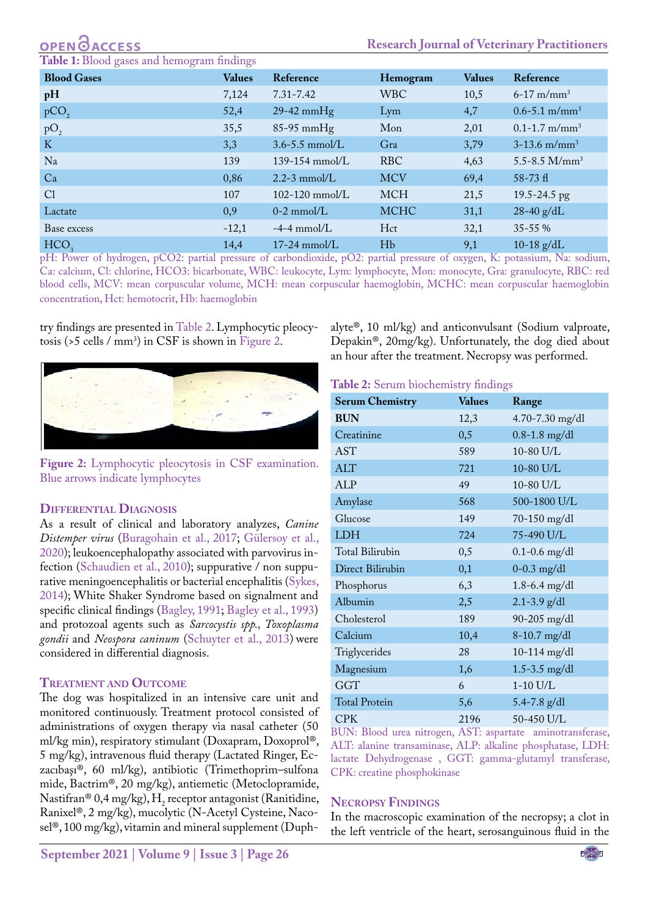**Table 1:** Blood gases and hemogram findings

| Blood Gases | Values | Reference | Hemogram | Values | Reference |
|---|---|---|---|---|---|
| **pH** | 7,124 | 7.31-7.42 | WBC | 10,5 | 6-17 m/mm$^3$ |
| $pCO_2$ | 52,4 | 29-42 mmHg | Lym | 4,7 | 0.6-5.1 m/mm$^3$ |
| $pO_2$ | 35,5 | 85-95 mmHg | Mon | 2,01 | 0.1-1.7 m/mm$^3$ |
| K | 3,3 | 3.6-5.5 mmol/L | Gra | 3,79 | 3-13.6 m/mm$^3$ |
| Na | 139 | 139-154 mmol/L | RBC | 4,63 | 5.5-8.5 M/mm$^3$ |
| Ca | 0,86 | 2.2-3 mmol/L | MCV | 69,4 | 58-73 fl |
| Cl | 107 | 102-120 mmol/L | MCH | 21,5 | 19.5-24.5 pg |
| Lactate | 0,9 | 0-2 mmol/L | MCHC | 31,1 | 28-40 g/dL |
| Base excess | -12,1 | -4-4 mmol/L | Hct | 32,1 | 35-55 % |
| $HCO_3$ | 14,4 | 17-24 mmol/L | Hb | 9,1 | 10-18 g/dL |

pH: Power of hydrogen, pCO2: partial pressure of carbondioxide, pO2: partial pressure of oxygen, K: potassium, Na: sodium, Ca: calcium, Cl: chlorine, HCO3: bicarbonate, WBC: leukocyte, Lym: lymphocyte, Mon: monocyte, Gra: granulocyte, RBC: red blood cells, MCV: mean corpuscular volume, MCH: mean corpuscular haemoglobin, MCHC: mean corpuscular haemoglobin concentration, Hct: hemotocrit, Hb: haemoglobin

try findings are presented in Table 2. Lymphocytic pleocytosis (>5 cells / mm$^3$) in CSF is shown in Figure 2.

**Figure 2:** Lymphocytic pleocytosis in CSF examination. Blue arrows indicate lymphocytes

## Differential Diagnosis

As a result of clinical and laboratory analyzes, *Canine Distemper virus* (Buragohain et al., 2017; Gülersoy et al., 2020); leukoencephalopathy associated with parvovirus infection (Schaudien et al., 2010); suppurative / non suppurative meningoencephalitis or bacterial encephalitis (Sykes, 2014); White Shaker Syndrome based on signalment and specific clinical findings (Bagley, 1991; Bagley et al., 1993) and protozoal agents such as *Sarcocystis spp., Toxoplasma gondii* and *Neospora caninum* (Schuyter et al., 2013) were considered in differential diagnosis.

## Treatment and Outcome

The dog was hospitalized in an intensive care unit and monitored continuously. Treatment protocol consisted of administrations of oxygen therapy via nasal catheter (50 ml/kg min), respiratory stimulant (Doxapram, Doxoprol®, 5 mg/kg), intravenous fluid therapy (Lactated Ringer, Eczacıbaşı®, 60 ml/kg), antibiotic (Trimethoprim–sulfonamide, Bactrim®, 20 mg/kg), antiemetic (Metoclopramide, Nastifran® 0,4 mg/kg), $H_2$ receptor antagonist (Ranitidine, Ranixel®, 2 mg/kg), mucolytic (N-Acetyl Cysteine, Nacosel®, 100 mg/kg), vitamin and mineral supplement (Duphalyte®, 10 ml/kg) and anticonvulsant (Sodium valproate, Depakin®, 20mg/kg). Unfortunately, the dog died about an hour after the treatment. Necropsy was performed.

**Table 2:** Serum biochemistry findings

| Serum Chemistry | Values | Range |
|---|---|---|
| **BUN** | 12,3 | 4.70-7.30 mg/dl |
| Creatinine | 0,5 | 0.8-1.8 mg/dl |
| AST | 589 | 10-80 U/L |
| ALT | 721 | 10-80 U/L |
| ALP | 49 | 10-80 U/L |
| Amylase | 568 | 500-1800 U/L |
| Glucose | 149 | 70-150 mg/dl |
| LDH | 724 | 75-490 U/L |
| Total Bilirubin | 0,5 | 0.1-0.6 mg/dl |
| Direct Bilirubin | 0,1 | 0-0.3 mg/dl |
| Phosphorus | 6,3 | 1.8-6.4 mg/dl |
| Albumin | 2,5 | 2.1-3.9 g/dl |
| Cholesterol | 189 | 90-205 mg/dl |
| Calcium | 10,4 | 8-10.7 mg/dl |
| Triglycerides | 28 | 10-114 mg/dl |
| Magnesium | 1,6 | 1.5-3.5 mg/dl |
| GGT | 6 | 1-10 U/L |
| Total Protein | 5,6 | 5.4-7.8 g/dl |
| CPK | 2196 | 50-450 U/L |

BUN: Blood urea nitrogen, AST: aspartate aminotransferase, ALT: alanine transaminase, ALP: alkaline phosphatase, LDH: lactate Dehydrogenase , GGT: gamma-glutamyl transferase, CPK: creatine phosphokinase

## Necropsy Findings

In the macroscopic examination of the necropsy; a clot in the left ventricle of the heart, serosanguinous fluid in the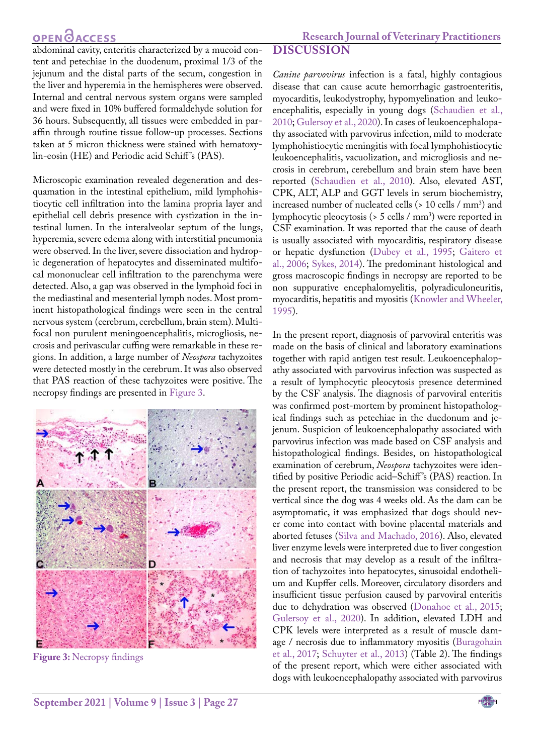abdominal cavity, enteritis characterized by a mucoid content and petechiae in the duodenum, proximal 1/3 of the jejunum and the distal parts of the secum, congestion in the liver and hyperemia in the hemispheres were observed. Internal and central nervous system organs were sampled and were fixed in 10% buffered formaldehyde solution for 36 hours. Subsequently, all tissues were embedded in paraffin through routine tissue follow-up processes. Sections taken at 5 micron thickness were stained with hematoxylin-eosin (HE) and Periodic acid Schiff's (PAS).

Microscopic examination revealed degeneration and desquamation in the intestinal epithelium, mild lymphohistiocytic cell infiltration into the lamina propria layer and epithelial cell debris presence with cystization in the intestinal lumen. In the interalveolar septum of the lungs, hyperemia, severe edema along with interstitial pneumonia were observed. In the liver, severe dissociation and hydropic degeneration of hepatocytes and disseminated multifocal mononuclear cell infiltration to the parenchyma were detected. Also, a gap was observed in the lymphoid foci in the mediastinal and mesenterial lymph nodes. Most prominent histopathological findings were seen in the central nervous system (cerebrum, cerebellum, brain stem). Multifocal non purulent meningoencephalitis, microgliosis, necrosis and perivascular cuffing were remarkable in these regions. In addition, a large number of *Neospora* tachyzoites were detected mostly in the cerebrum. It was also observed that PAS reaction of these tachyzoites were positive. The necropsy findings are presented in Figure 3.

**Figure 3:** Necropsy findings

## DISCUSSION

*Canine parvovirus* infection is a fatal, highly contagious disease that can cause acute hemorrhagic gastroenteritis, myocarditis, leukodystrophy, hypomyelination and leukoencephalitis, especially in young dogs (Schaudien et al., 2010; Gulersoy et al., 2020). In cases of leukoencephalopathy associated with parvovirus infection, mild to moderate lymphohistiocytic meningitis with focal lymphohistiocytic leukoencephalitis, vacuolization, and microgliosis and necrosis in cerebrum, cerebellum and brain stem have been reported (Schaudien et al., 2010). Also, elevated AST, CPK, ALT, ALP and GGT levels in serum biochemistry, increased number of nucleated cells (> 10 cells / mm$^3$) and lymphocytic pleocytosis (> 5 cells / mm$^3$) were reported in CSF examination. It was reported that the cause of death is usually associated with myocarditis, respiratory disease or hepatic dysfunction (Dubey et al., 1995; Gaitero et al., 2006; Sykes, 2014). The predominant histological and gross macroscopic findings in necropsy are reported to be non suppurative encephalomyelitis, polyradiculoneuritis, myocarditis, hepatitis and myositis (Knowler and Wheeler, 1995).

In the present report, diagnosis of parvoviral enteritis was made on the basis of clinical and laboratory examinations together with rapid antigen test result. Leukoencephalopathy associated with parvovirus infection was suspected as a result of lymphocytic pleocytosis presence determined by the CSF analysis. The diagnosis of parvoviral enteritis was confirmed post-mortem by prominent histopathological findings such as petechiae in the duedonum and jejenum. Suspicion of leukoencephalopathy associated with parvovirus infection was made based on CSF analysis and histopathological findings. Besides, on histopathological examination of cerebrum, *Neospora* tachyzoites were identified by positive Periodic acid–Schiff's (PAS) reaction. In the present report, the transmission was considered to be vertical since the dog was 4 weeks old. As the dam can be asymptomatic, it was emphasized that dogs should never come into contact with bovine placental materials and aborted fetuses (Silva and Machado, 2016). Also, elevated liver enzyme levels were interpreted due to liver congestion and necrosis that may develop as a result of the infiltration of tachyzoites into hepatocytes, sinusoidal endothelium and Kupffer cells. Moreover, circulatory disorders and insufficient tissue perfusion caused by parvoviral enteritis due to dehydration was observed (Donahoe et al., 2015; Gulersoy et al., 2020). In addition, elevated LDH and CPK levels were interpreted as a result of muscle damage / necrosis due to inflammatory myositis (Buragohain et al., 2017; Schuyter et al., 2013) (Table 2). The findings of the present report, which were either associated with dogs with leukoencephalopathy associated with parvovirus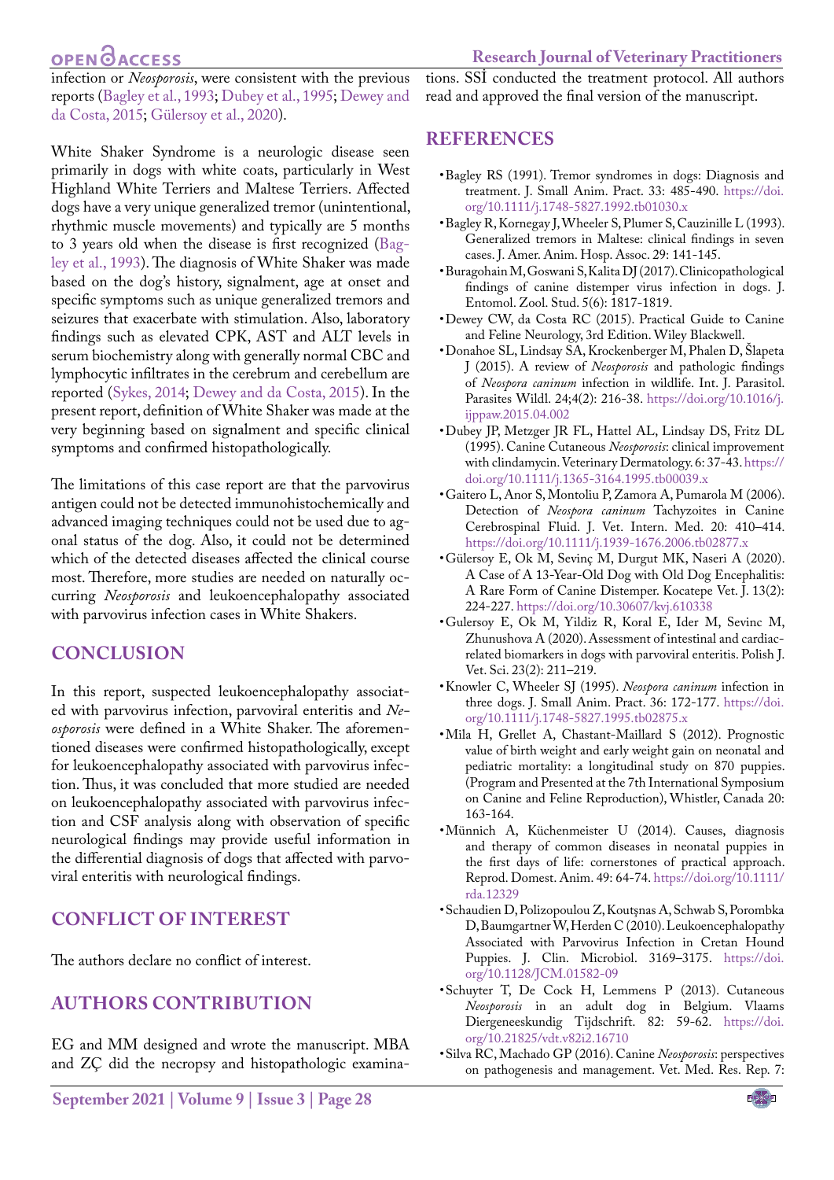infection or *Neosporosis*, were consistent with the previous reports (Bagley et al., 1993; Dubey et al., 1995; Dewey and da Costa, 2015; Gülersoy et al., 2020).

White Shaker Syndrome is a neurologic disease seen primarily in dogs with white coats, particularly in West Highland White Terriers and Maltese Terriers. Affected dogs have a very unique generalized tremor (unintentional, rhythmic muscle movements) and typically are 5 months to 3 years old when the disease is first recognized (Bagley et al., 1993). The diagnosis of White Shaker was made based on the dog's history, signalment, age at onset and specific symptoms such as unique generalized tremors and seizures that exacerbate with stimulation. Also, laboratory findings such as elevated CPK, AST and ALT levels in serum biochemistry along with generally normal CBC and lymphocytic infiltrates in the cerebrum and cerebellum are reported (Sykes, 2014; Dewey and da Costa, 2015). In the present report, definition of White Shaker was made at the very beginning based on signalment and specific clinical symptoms and confirmed histopathologically.

The limitations of this case report are that the parvovirus antigen could not be detected immunohistochemically and advanced imaging techniques could not be used due to agonal status of the dog. Also, it could not be determined which of the detected diseases affected the clinical course most. Therefore, more studies are needed on naturally occurring *Neosporosis* and leukoencephalopathy associated with parvovirus infection cases in White Shakers.

## CONCLUSION

In this report, suspected leukoencephalopathy associated with parvovirus infection, parvoviral enteritis and *Neosporosis* were defined in a White Shaker. The aforementioned diseases were confirmed histopathologically, except for leukoencephalopathy associated with parvovirus infection. Thus, it was concluded that more studied are needed on leukoencephalopathy associated with parvovirus infection and CSF analysis along with observation of specific neurological findings may provide useful information in the differential diagnosis of dogs that affected with parvoviral enteritis with neurological findings.

## CONFLICT OF INTEREST

The authors declare no conflict of interest.

## AUTHORS CONTRIBUTION

EG and MM designed and wrote the manuscript. MBA and ZÇ did the necropsy and histopathologic examinations. SSİ conducted the treatment protocol. All authors read and approved the final version of the manuscript.

## REFERENCES

- Bagley RS (1991). Tremor syndromes in dogs: Diagnosis and treatment. J. Small Anim. Pract. 33: 485-490. https://doi.org/10.1111/j.1748-5827.1992.tb01030.x
- Bagley R, Kornegay J, Wheeler S, Plumer S, Cauzinille L (1993). Generalized tremors in Maltese: clinical findings in seven cases. J. Amer. Anim. Hosp. Assoc. 29: 141-145.
- Buragohain M, Goswani S, Kalita DJ (2017). Clinicopathological findings of canine distemper virus infection in dogs. J. Entomol. Zool. Stud. 5(6): 1817-1819.
- Dewey CW, da Costa RC (2015). Practical Guide to Canine and Feline Neurology, 3rd Edition. Wiley Blackwell.
- Donahoe SL, Lindsay SA, Krockenberger M, Phalen D, Šlapeta J (2015). A review of *Neosporosis* and pathologic findings of *Neospora caninum* infection in wildlife. Int. J. Parasitol. Parasites Wildl. 24;4(2): 216-38. https://doi.org/10.1016/j.ijppaw.2015.04.002
- Dubey JP, Metzger JR FL, Hattel AL, Lindsay DS, Fritz DL (1995). Canine Cutaneous *Neosporosis*: clinical improvement with clindamycin. Veterinary Dermatology. 6: 37-43. https://doi.org/10.1111/j.1365-3164.1995.tb00039.x
- Gaitero L, Anor S, Montoliu P, Zamora A, Pumarola M (2006). Detection of *Neospora caninum* Tachyzoites in Canine Cerebrospinal Fluid. J. Vet. Intern. Med. 20: 410–414. https://doi.org/10.1111/j.1939-1676.2006.tb02877.x
- Gülersoy E, Ok M, Sevinç M, Durgut MK, Naseri A (2020). A Case of A 13-Year-Old Dog with Old Dog Encephalitis: A Rare Form of Canine Distemper. Kocatepe Vet. J. 13(2): 224-227. https://doi.org/10.30607/kvj.610338
- Gulersoy E, Ok M, Yildiz R, Koral E, Ider M, Sevinc M, Zhunushova A (2020). Assessment of intestinal and cardiac-related biomarkers in dogs with parvoviral enteritis. Polish J. Vet. Sci. 23(2): 211–219.
- Knowler C, Wheeler SJ (1995). *Neospora caninum* infection in three dogs. J. Small Anim. Pract. 36: 172-177. https://doi.org/10.1111/j.1748-5827.1995.tb02875.x
- Mila H, Grellet A, Chastant-Maillard S (2012). Prognostic value of birth weight and early weight gain on neonatal and pediatric mortality: a longitudinal study on 870 puppies. (Program and Presented at the 7th International Symposium on Canine and Feline Reproduction), Whistler, Canada 20: 163-164.
- Münnich A, Küchenmeister U (2014). Causes, diagnosis and therapy of common diseases in neonatal puppies in the first days of life: cornerstones of practical approach. Reprod. Domest. Anim. 49: 64-74. https://doi.org/10.1111/rda.12329
- Schaudien D, Polizopoulou Z, Koutşnas A, Schwab S, Porombka D, Baumgartner W, Herden C (2010). Leukoencephalopathy Associated with Parvovirus Infection in Cretan Hound Puppies. J. Clin. Microbiol. 3169–3175. https://doi.org/10.1128/JCM.01582-09
- Schuyter T, De Cock H, Lemmens P (2013). Cutaneous *Neosporosis* in an adult dog in Belgium. Vlaams Diergeneeskundig Tijdschrift. 82: 59-62. https://doi.org/10.21825/vdt.v82i2.16710
- Silva RC, Machado GP (2016). Canine *Neosporosis*: perspectives on pathogenesis and management. Vet. Med. Res. Rep. 7: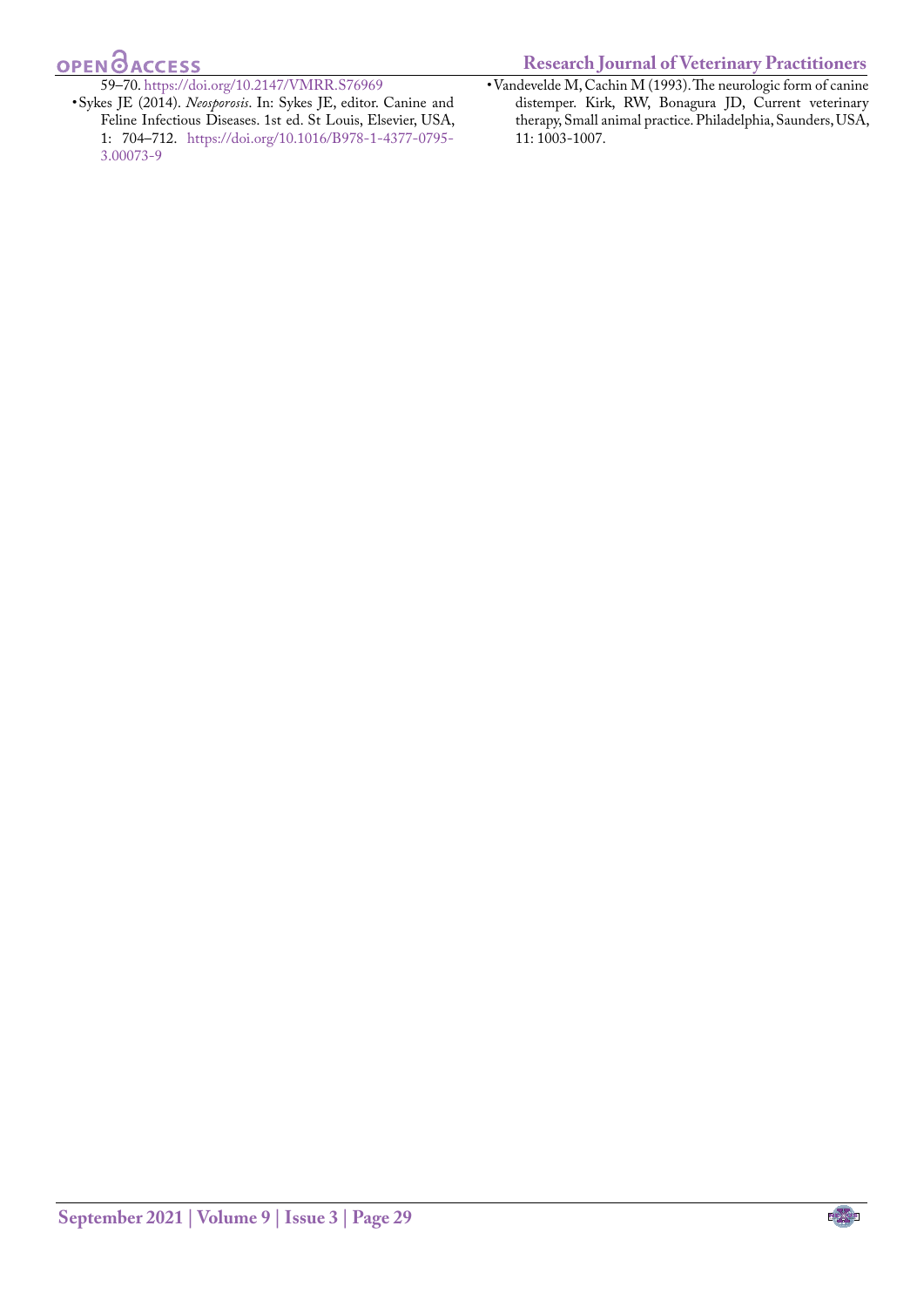59–70. https://doi.org/10.2147/VMRR.S76969

- Sykes JE (2014). *Neosporosis*. In: Sykes JE, editor. Canine and Feline Infectious Diseases. 1st ed. St Louis, Elsevier, USA, 1: 704–712. https://doi.org/10.1016/B978-1-4377-0795-3.00073-9
- Vandevelde M, Cachin M (1993). The neurologic form of canine distemper. Kirk, RW, Bonagura JD, Current veterinary therapy, Small animal practice. Philadelphia, Saunders, USA, 11: 1003-1007.